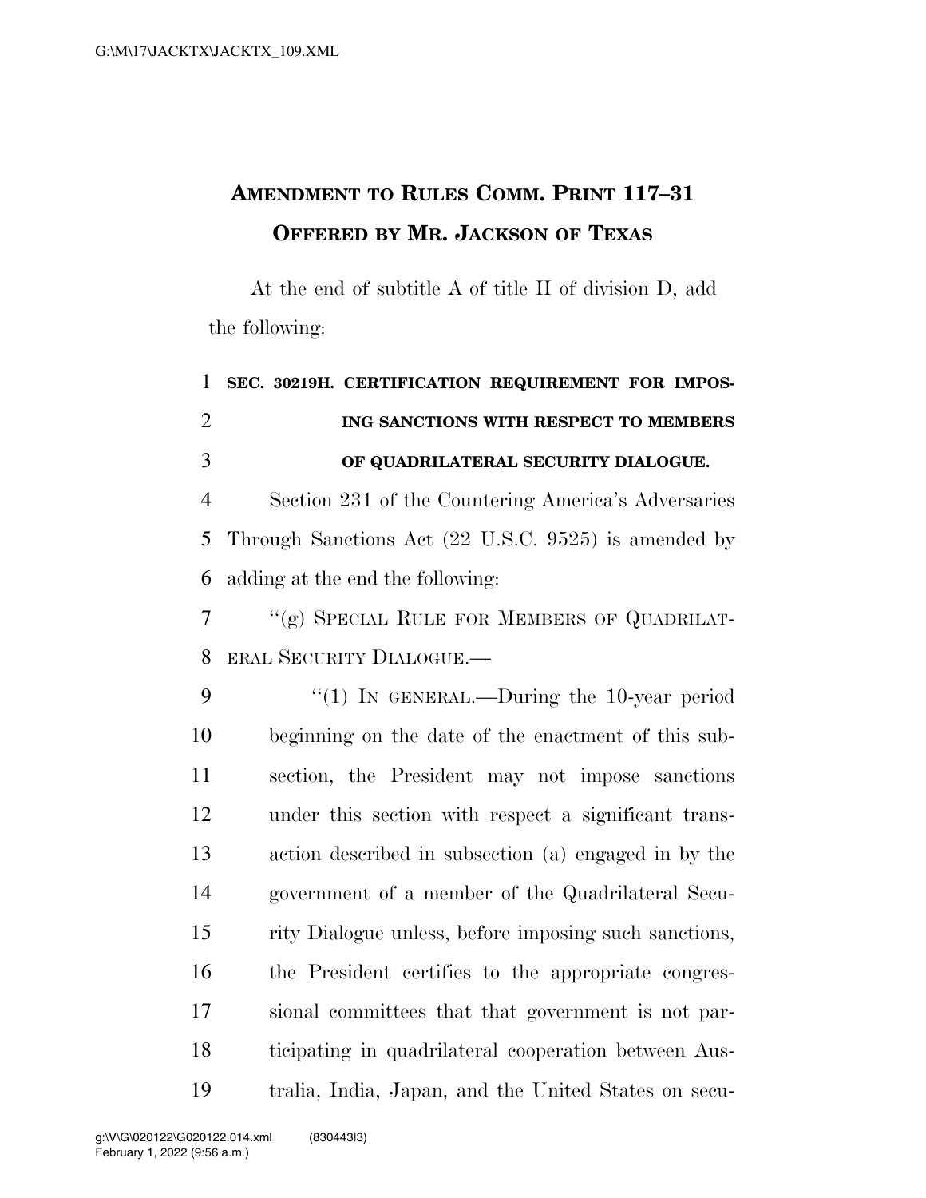# AMENDMENT TO RULES COMM. PRINT 117–31 OFFERED BY MR. JACKSON OF TEXAS

At the end of subtitle A of title II of division D, add the following:

**SEC. 30219H. CERTIFICATION REQUIREMENT FOR IMPOSING SANCTIONS WITH RESPECT TO MEMBERS OF QUADRILATERAL SECURITY DIALOGUE.**

Section 231 of the Countering America's Adversaries Through Sanctions Act (22 U.S.C. 9525) is amended by adding at the end the following:

"(g) SPECIAL RULE FOR MEMBERS OF QUADRILATERAL SECURITY DIALOGUE.—

"(1) IN GENERAL.—During the 10-year period beginning on the date of the enactment of this subsection, the President may not impose sanctions under this section with respect a significant transaction described in subsection (a) engaged in by the government of a member of the Quadrilateral Security Dialogue unless, before imposing such sanctions, the President certifies to the appropriate congressional committees that that government is not participating in quadrilateral cooperation between Australia, India, Japan, and the United States on secu-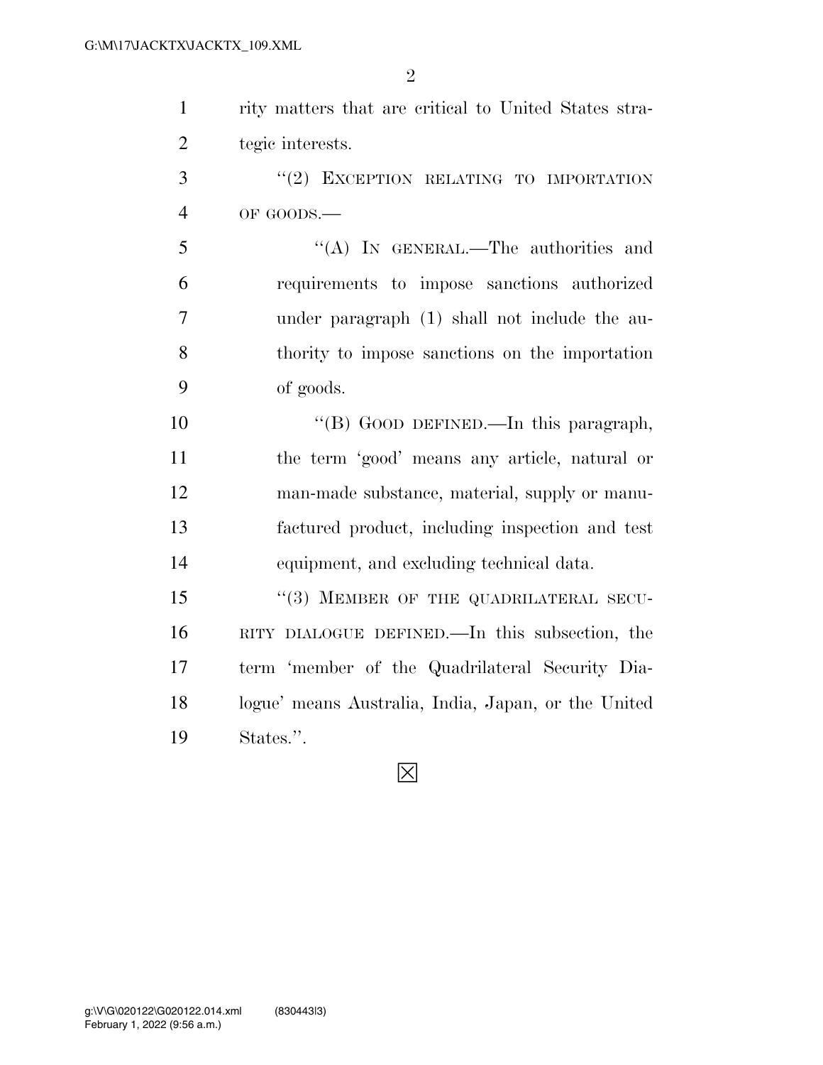rity matters that are critical to United States strategic interests.

"(2) EXCEPTION RELATING TO IMPORTATION OF GOODS.—

"(A) IN GENERAL.—The authorities and requirements to impose sanctions authorized under paragraph (1) shall not include the authority to impose sanctions on the importation of goods.

"(B) GOOD DEFINED.—In this paragraph, the term 'good' means any article, natural or man-made substance, material, supply or manufactured product, including inspection and test equipment, and excluding technical data.

"(3) MEMBER OF THE QUADRILATERAL SECURITY DIALOGUE DEFINED.—In this subsection, the term 'member of the Quadrilateral Security Dialogue' means Australia, India, Japan, or the United States.".